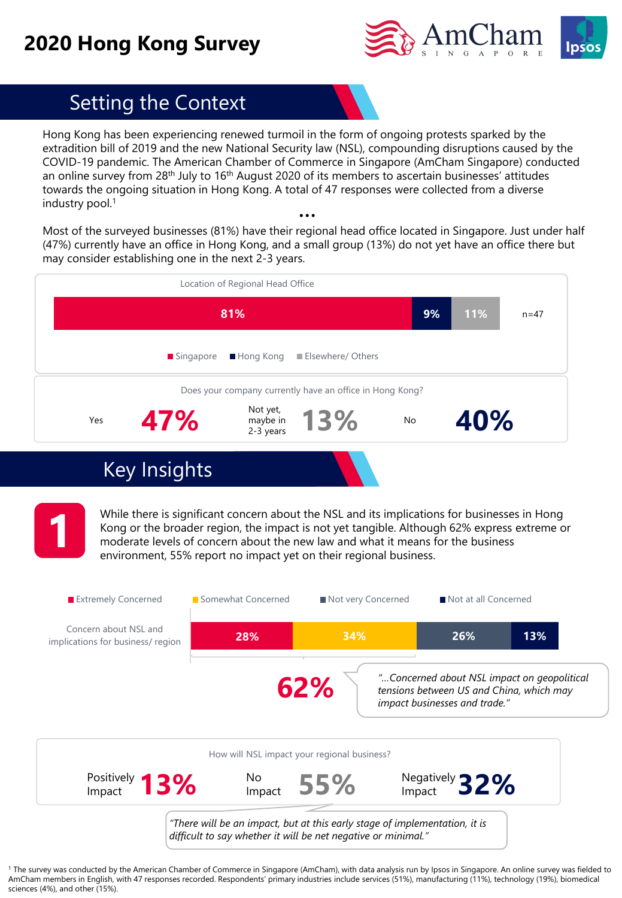# 2020 Hong Kong Survey

## Setting the Context

Hong Kong has been experiencing renewed turmoil in the form of ongoing protests sparked by the extradition bill of 2019 and the new National Security law (NSL), compounding disruptions caused by the COVID-19 pandemic. The American Chamber of Commerce in Singapore (AmCham Singapore) conducted an online survey from 28th July to 16th August 2020 of its members to ascertain businesses' attitudes towards the ongoing situation in Hong Kong. A total of 47 responses were collected from a diverse industry pool.[1]

...

Most of the surveyed businesses (81%) have their regional head office located in Singapore. Just under half (47%) currently have an office in Hong Kong, and a small group (13%) do not yet have an office there but may consider establishing one in the next 2-3 years.

**Location of Regional Head Office** (n=47)

| Singapore | Hong Kong | Elsewhere/ Others |
|---|---|---|
| 81% | 9% | 11% |

**Does your company currently have an office in Hong Kong?**

| Yes | Not yet, maybe in 2-3 years | No |
|---|---|---|
| 47% | 13% | 40% |

## Key Insights

**1** While there is significant concern about the NSL and its implications for businesses in Hong Kong or the broader region, the impact is not yet tangible. Although 62% express extreme or moderate levels of concern about the new law and what it means for the business environment, 55% report no impact yet on their regional business.

| | Extremely Concerned | Somewhat Concerned | Not very Concerned | Not at all Concerned |
|---|---|---|---|---|
| Concern about NSL and implications for business/ region | 28% | 34% | 26% | 13% |

**62%**

*"...Concerned about NSL impact on geopolitical tensions between US and China, which may impact businesses and trade."*

**How will NSL impact your regional business?**

| Positively Impact | No Impact | Negatively Impact |
|---|---|---|
| 13% | 55% | 32% |

*"There will be an impact, but at this early stage of implementation, it is difficult to say whether it will be net negative or minimal."*

[1] The survey was conducted by the American Chamber of Commerce in Singapore (AmCham), with data analysis run by Ipsos in Singapore. An online survey was fielded to AmCham members in English, with 47 responses recorded. Respondents' primary industries include services (51%), manufacturing (11%), technology (19%), biomedical sciences (4%), and other (15%).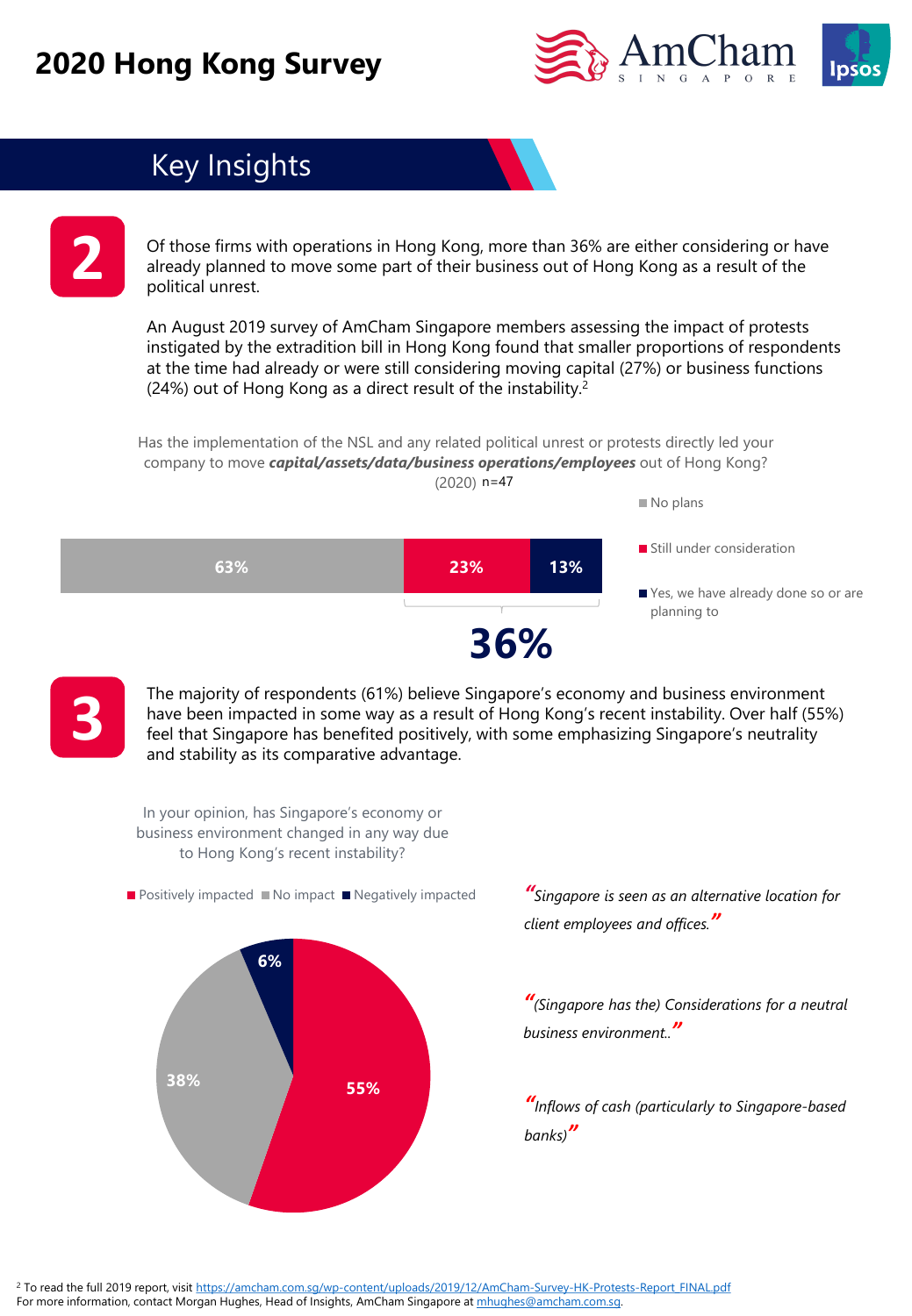# 2020 Hong Kong Survey

## Key Insights

**2**

Of those firms with operations in Hong Kong, more than 36% are either considering or have already planned to move some part of their business out of Hong Kong as a result of the political unrest.

An August 2019 survey of AmCham Singapore members assessing the impact of protests instigated by the extradition bill in Hong Kong found that smaller proportions of respondents at the time had already or were still considering moving capital (27%) or business functions (24%) out of Hong Kong as a direct result of the instability.[2]

Has the implementation of the NSL and any related political unrest or protests directly led your company to move ***capital/assets/data/business operations/employees*** out of Hong Kong? (2020) n=47

No plans
Still under consideration
Yes, we have already done so or are planning to

63%
23%
13%

**36%**

**3**

The majority of respondents (61%) believe Singapore's economy and business environment have been impacted in some way as a result of Hong Kong's recent instability. Over half (55%) feel that Singapore has benefited positively, with some emphasizing Singapore's neutrality and stability as its comparative advantage.

In your opinion, has Singapore's economy or business environment changed in any way due to Hong Kong's recent instability?

Positively impacted
No impact
Negatively impacted

6%
38%
55%

*"Singapore is seen as an alternative location for client employees and offices."*

*"(Singapore has the) Considerations for a neutral business environment.."*

*"Inflows of cash (particularly to Singapore-based banks)"*

[2] To read the full 2019 report, visit https://amcham.com.sg/wp-content/uploads/2019/12/AmCham-Survey-HK-Protests-Report_FINAL.pdf
For more information, contact Morgan Hughes, Head of Insights, AmCham Singapore at mhughes@amcham.com.sg.